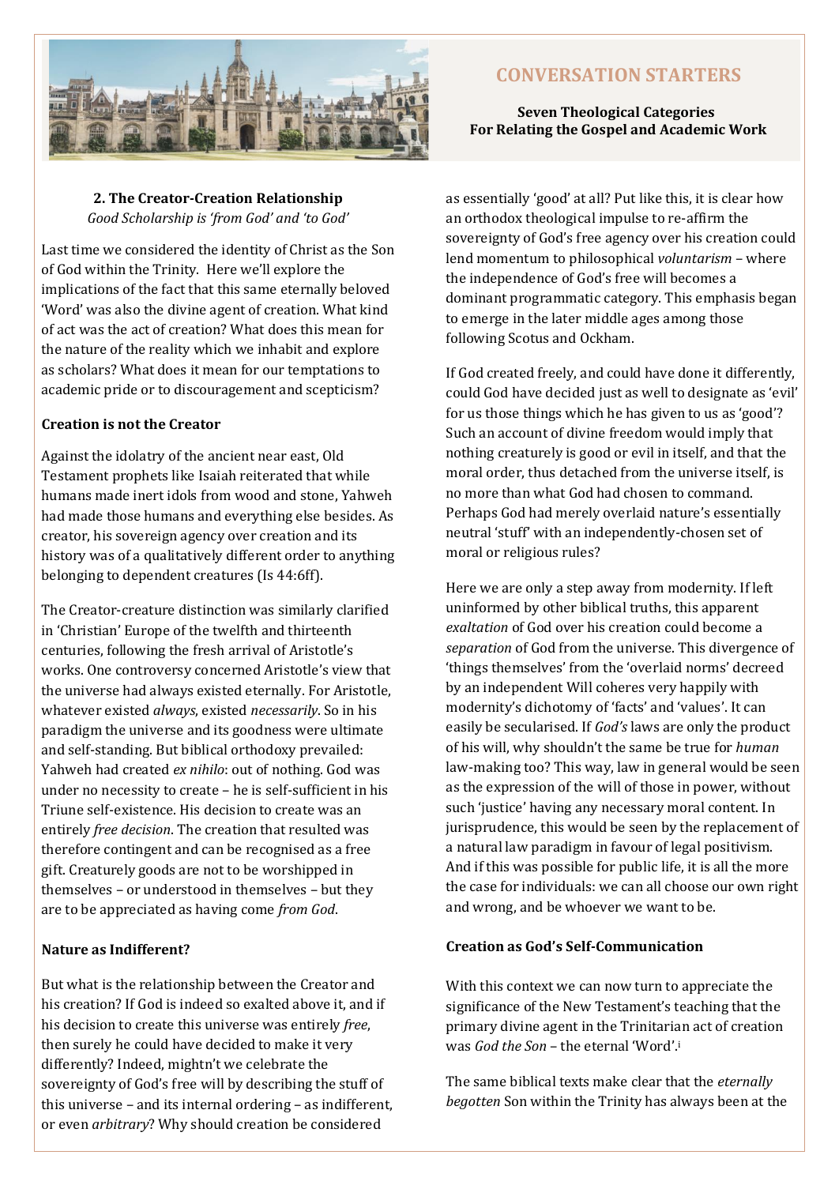# CONVERSATION STARTERS

**Seven Theological Categories**
**For Relating the Gospel and Academic Work**

## 2. The Creator-Creation Relationship

*Good Scholarship is 'from God' and 'to God'*

Last time we considered the identity of Christ as the Son of God within the Trinity. Here we'll explore the implications of the fact that this same eternally beloved 'Word' was also the divine agent of creation. What kind of act was the act of creation? What does this mean for the nature of the reality which we inhabit and explore as scholars? What does it mean for our temptations to academic pride or to discouragement and scepticism?

### Creation is not the Creator

Against the idolatry of the ancient near east, Old Testament prophets like Isaiah reiterated that while humans made inert idols from wood and stone, Yahweh had made those humans and everything else besides. As creator, his sovereign agency over creation and its history was of a qualitatively different order to anything belonging to dependent creatures (Is 44:6ff).

The Creator-creature distinction was similarly clarified in 'Christian' Europe of the twelfth and thirteenth centuries, following the fresh arrival of Aristotle's works. One controversy concerned Aristotle's view that the universe had always existed eternally. For Aristotle, whatever existed *always*, existed *necessarily*. So in his paradigm the universe and its goodness were ultimate and self-standing. But biblical orthodoxy prevailed: Yahweh had created *ex nihilo*: out of nothing. God was under no necessity to create – he is self-sufficient in his Triune self-existence. His decision to create was an entirely *free decision*. The creation that resulted was therefore contingent and can be recognised as a free gift. Creaturely goods are not to be worshipped in themselves – or understood in themselves – but they are to be appreciated as having come *from God*.

### Nature as Indifferent?

But what is the relationship between the Creator and his creation? If God is indeed so exalted above it, and if his decision to create this universe was entirely *free*, then surely he could have decided to make it very differently? Indeed, mightn't we celebrate the sovereignty of God's free will by describing the stuff of this universe – and its internal ordering – as indifferent, or even *arbitrary*? Why should creation be considered as essentially 'good' at all? Put like this, it is clear how an orthodox theological impulse to re-affirm the sovereignty of God's free agency over his creation could lend momentum to philosophical *voluntarism* – where the independence of God's free will becomes a dominant programmatic category. This emphasis began to emerge in the later middle ages among those following Scotus and Ockham.

If God created freely, and could have done it differently, could God have decided just as well to designate as 'evil' for us those things which he has given to us as 'good'? Such an account of divine freedom would imply that nothing creaturely is good or evil in itself, and that the moral order, thus detached from the universe itself, is no more than what God had chosen to command. Perhaps God had merely overlaid nature's essentially neutral 'stuff' with an independently-chosen set of moral or religious rules?

Here we are only a step away from modernity. If left uninformed by other biblical truths, this apparent *exaltation* of God over his creation could become a *separation* of God from the universe. This divergence of 'things themselves' from the 'overlaid norms' decreed by an independent Will coheres very happily with modernity's dichotomy of 'facts' and 'values'. It can easily be secularised. If *God's* laws are only the product of his will, why shouldn't the same be true for *human* law-making too? This way, law in general would be seen as the expression of the will of those in power, without such 'justice' having any necessary moral content. In jurisprudence, this would be seen by the replacement of a natural law paradigm in favour of legal positivism. And if this was possible for public life, it is all the more the case for individuals: we can all choose our own right and wrong, and be whoever we want to be.

### Creation as God's Self-Communication

With this context we can now turn to appreciate the significance of the New Testament's teaching that the primary divine agent in the Trinitarian act of creation was *God the Son* – the eternal 'Word'.[i]

The same biblical texts make clear that the *eternally begotten* Son within the Trinity has always been at the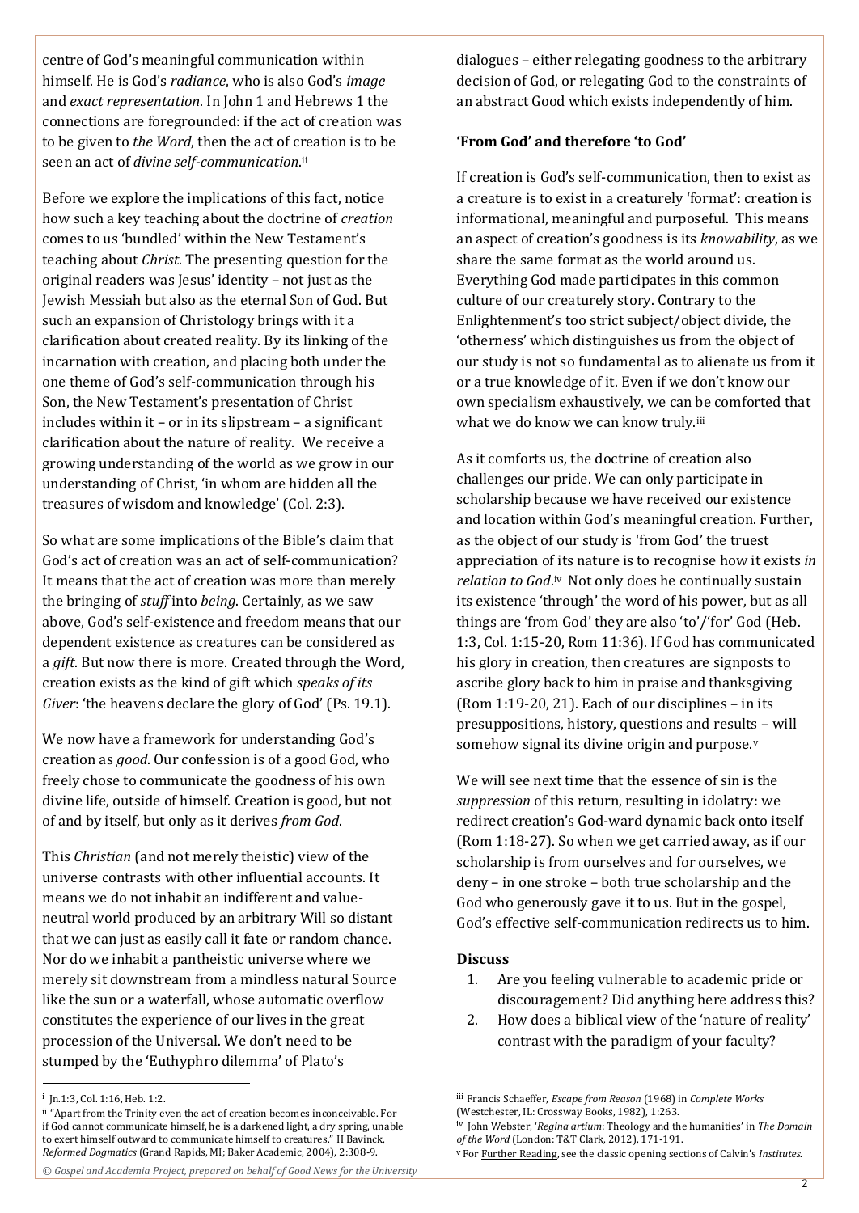centre of God's meaningful communication within himself. He is God's *radiance*, who is also God's *image* and *exact representation*. In John 1 and Hebrews 1 the connections are foregrounded: if the act of creation was to be given to *the Word*, then the act of creation is to be seen an act of *divine self-communication*.[ii]

Before we explore the implications of this fact, notice how such a key teaching about the doctrine of *creation* comes to us 'bundled' within the New Testament's teaching about *Christ*. The presenting question for the original readers was Jesus' identity – not just as the Jewish Messiah but also as the eternal Son of God. But such an expansion of Christology brings with it a clarification about created reality. By its linking of the incarnation with creation, and placing both under the one theme of God's self-communication through his Son, the New Testament's presentation of Christ includes within it – or in its slipstream – a significant clarification about the nature of reality. We receive a growing understanding of the world as we grow in our understanding of Christ, 'in whom are hidden all the treasures of wisdom and knowledge' (Col. 2:3).

So what are some implications of the Bible's claim that God's act of creation was an act of self-communication? It means that the act of creation was more than merely the bringing of *stuff* into *being*. Certainly, as we saw above, God's self-existence and freedom means that our dependent existence as creatures can be considered as a *gift*. But now there is more. Created through the Word, creation exists as the kind of gift which *speaks of its Giver*: 'the heavens declare the glory of God' (Ps. 19.1).

We now have a framework for understanding God's creation as *good*. Our confession is of a good God, who freely chose to communicate the goodness of his own divine life, outside of himself. Creation is good, but not of and by itself, but only as it derives *from God*.

This *Christian* (and not merely theistic) view of the universe contrasts with other influential accounts. It means we do not inhabit an indifferent and value-neutral world produced by an arbitrary Will so distant that we can just as easily call it fate or random chance. Nor do we inhabit a pantheistic universe where we merely sit downstream from a mindless natural Source like the sun or a waterfall, whose automatic overflow constitutes the experience of our lives in the great procession of the Universal. We don't need to be stumped by the 'Euthyphro dilemma' of Plato's dialogues – either relegating goodness to the arbitrary decision of God, or relegating God to the constraints of an abstract Good which exists independently of him.

### 'From God' and therefore 'to God'

If creation is God's self-communication, then to exist as a creature is to exist in a creaturely 'format': creation is informational, meaningful and purposeful. This means an aspect of creation's goodness is its *knowability*, as we share the same format as the world around us. Everything God made participates in this common culture of our creaturely story. Contrary to the Enlightenment's too strict subject/object divide, the 'otherness' which distinguishes us from the object of our study is not so fundamental as to alienate us from it or a true knowledge of it. Even if we don't know our own specialism exhaustively, we can be comforted that what we do know we can know truly.[iii]

As it comforts us, the doctrine of creation also challenges our pride. We can only participate in scholarship because we have received our existence and location within God's meaningful creation. Further, as the object of our study is 'from God' the truest appreciation of its nature is to recognise how it exists *in relation to God*.[iv] Not only does he continually sustain its existence 'through' the word of his power, but as all things are 'from God' they are also 'to'/'for' God (Heb. 1:3, Col. 1:15-20, Rom 11:36). If God has communicated his glory in creation, then creatures are signposts to ascribe glory back to him in praise and thanksgiving (Rom 1:19-20, 21). Each of our disciplines – in its presuppositions, history, questions and results – will somehow signal its divine origin and purpose.[v]

We will see next time that the essence of sin is the *suppression* of this return, resulting in idolatry: we redirect creation's God-ward dynamic back onto itself (Rom 1:18-27). So when we get carried away, as if our scholarship is from ourselves and for ourselves, we deny – in one stroke – both true scholarship and the God who generously gave it to us. But in the gospel, God's effective self-communication redirects us to him.

### Discuss

1. Are you feeling vulnerable to academic pride or discouragement? Did anything here address this?
2. How does a biblical view of the 'nature of reality' contrast with the paradigm of your faculty?

---

[i] Jn.1:3, Col. 1:16, Heb. 1:2.

[ii] "Apart from the Trinity even the act of creation becomes inconceivable. For if God cannot communicate himself, he is a darkened light, a dry spring, unable to exert himself outward to communicate himself to creatures." H Bavinck, *Reformed Dogmatics* (Grand Rapids, MI; Baker Academic, 2004), 2:308-9.

[iii] Francis Schaeffer, *Escape from Reason* (1968) in *Complete Works* (Westchester, IL: Crossway Books, 1982), 1:263.

[iv] John Webster, '*Regina artium*: Theology and the humanities' in *The Domain of the Word* (London: T&T Clark, 2012), 171-191.

[v] For Further Reading, see the classic opening sections of Calvin's *Institutes.*

*© Gospel and Academia Project, prepared on behalf of Good News for the University*